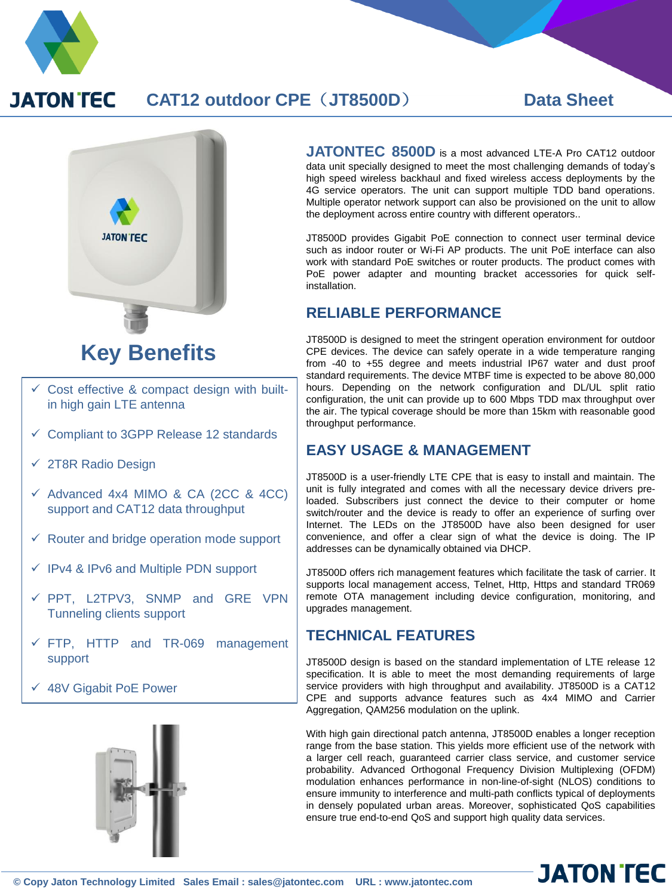# CAT12 outdoor CPE（JT8500D） Data Sheet

## Key Benefits

- ✓ Cost effective & compact design with built-in high gain LTE antenna
- ✓ Compliant to 3GPP Release 12 standards
- ✓ 2T8R Radio Design
- ✓ Advanced 4x4 MIMO & CA (2CC & 4CC) support and CAT12 data throughput
- ✓ Router and bridge operation mode support
- ✓ IPv4 & IPv6 and Multiple PDN support
- ✓ PPT, L2TPV3, SNMP and GRE VPN Tunneling clients support
- ✓ FTP, HTTP and TR-069 management support
- ✓ 48V Gigabit PoE Power

**JATONTEC 8500D** is a most advanced LTE-A Pro CAT12 outdoor data unit specially designed to meet the most challenging demands of today's high speed wireless backhaul and fixed wireless access deployments by the 4G service operators. The unit can support multiple TDD band operations. Multiple operator network support can also be provisioned on the unit to allow the deployment across entire country with different operators..

JT8500D provides Gigabit PoE connection to connect user terminal device such as indoor router or Wi-Fi AP products. The unit PoE interface can also work with standard PoE switches or router products. The product comes with PoE power adapter and mounting bracket accessories for quick self-installation.

## RELIABLE PERFORMANCE

JT8500D is designed to meet the stringent operation environment for outdoor CPE devices. The device can safely operate in a wide temperature ranging from -40 to +55 degree and meets industrial IP67 water and dust proof standard requirements. The device MTBF time is expected to be above 80,000 hours. Depending on the network configuration and DL/UL split ratio configuration, the unit can provide up to 600 Mbps TDD max throughput over the air. The typical coverage should be more than 15km with reasonable good throughput performance.

## EASY USAGE & MANAGEMENT

JT8500D is a user-friendly LTE CPE that is easy to install and maintain. The unit is fully integrated and comes with all the necessary device drivers pre-loaded. Subscribers just connect the device to their computer or home switch/router and the device is ready to offer an experience of surfing over Internet. The LEDs on the JT8500D have also been designed for user convenience, and offer a clear sign of what the device is doing. The IP addresses can be dynamically obtained via DHCP.

JT8500D offers rich management features which facilitate the task of carrier. It supports local management access, Telnet, Http, Https and standard TR069 remote OTA management including device configuration, monitoring, and upgrades management.

## TECHNICAL FEATURES

JT8500D design is based on the standard implementation of LTE release 12 specification. It is able to meet the most demanding requirements of large service providers with high throughput and availability. JT8500D is a CAT12 CPE and supports advance features such as 4x4 MIMO and Carrier Aggregation, QAM256 modulation on the uplink.

With high gain directional patch antenna, JT8500D enables a longer reception range from the base station. This yields more efficient use of the network with a larger cell reach, guaranteed carrier class service, and customer service probability. Advanced Orthogonal Frequency Division Multiplexing (OFDM) modulation enhances performance in non-line-of-sight (NLOS) conditions to ensure immunity to interference and multi-path conflicts typical of deployments in densely populated urban areas. Moreover, sophisticated QoS capabilities ensure true end-to-end QoS and support high quality data services.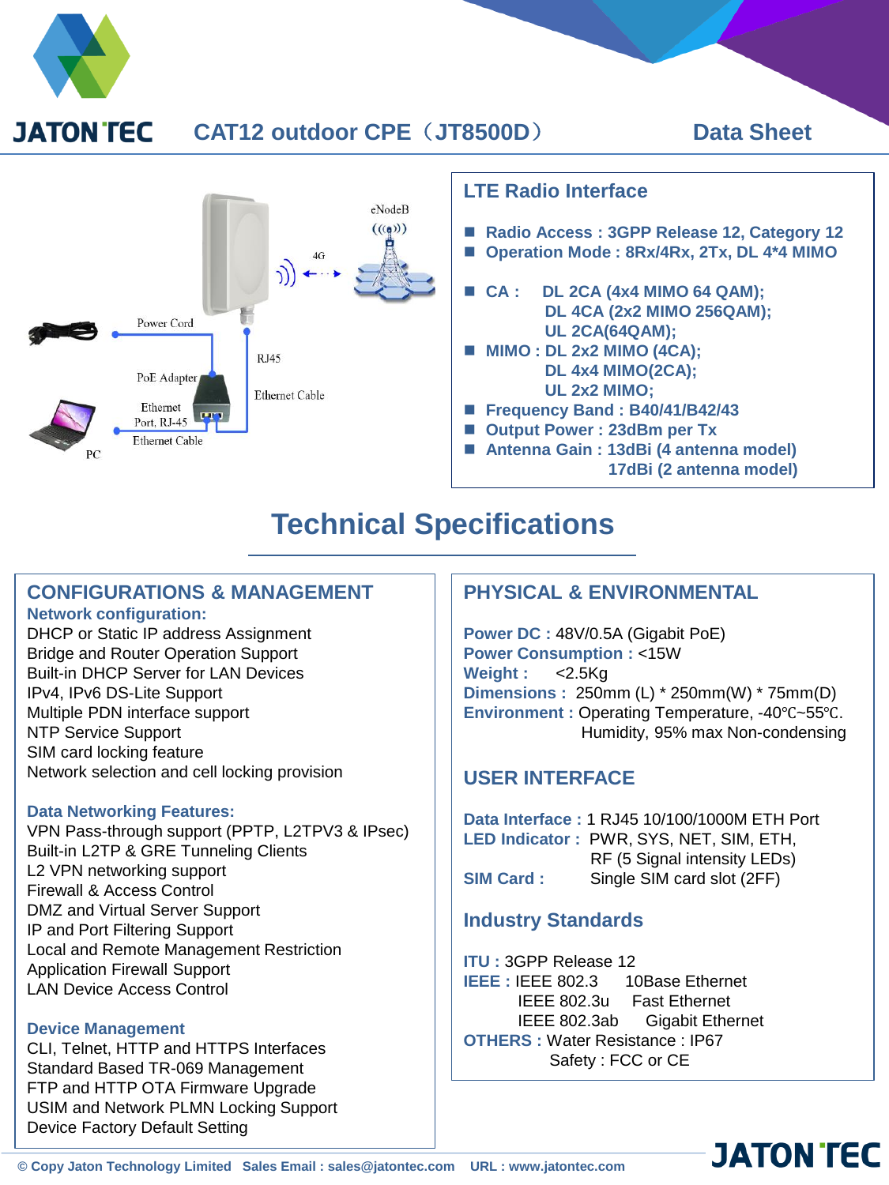# CAT12 outdoor CPE（JT8500D） Data Sheet

eNodeB

4G

Power Cord

RJ45

PoE Adapter

Ethernet Cable

Ethernet Port, RJ-45

Ethernet Cable

PC

## LTE Radio Interface

- **Radio Access : 3GPP Release 12, Category 12**
- **Operation Mode : 8Rx/4Rx, 2Tx, DL 4*4 MIMO**
- **CA : DL 2CA (4x4 MIMO 64 QAM); DL 4CA (2x2 MIMO 256QAM); UL 2CA(64QAM);**
- **MIMO : DL 2x2 MIMO (4CA); DL 4x4 MIMO(2CA); UL 2x2 MIMO;**
- **Frequency Band : B40/41/B42/43**
- **Output Power : 23dBm per Tx**
- **Antenna Gain : 13dBi (4 antenna model) 17dBi (2 antenna model)**

# Technical Specifications

## CONFIGURATIONS & MANAGEMENT

### Network configuration:

DHCP or Static IP address Assignment
Bridge and Router Operation Support
Built-in DHCP Server for LAN Devices
IPv4, IPv6 DS-Lite Support
Multiple PDN interface support
NTP Service Support
SIM card locking feature
Network selection and cell locking provision

### Data Networking Features:

VPN Pass-through support (PPTP, L2TPV3 & IPsec)
Built-in L2TP & GRE Tunneling Clients
L2 VPN networking support
Firewall & Access Control
DMZ and Virtual Server Support
IP and Port Filtering Support
Local and Remote Management Restriction
Application Firewall Support
LAN Device Access Control

### Device Management

CLI, Telnet, HTTP and HTTPS Interfaces
Standard Based TR-069 Management
FTP and HTTP OTA Firmware Upgrade
USIM and Network PLMN Locking Support
Device Factory Default Setting

## PHYSICAL & ENVIRONMENTAL

**Power DC :** 48V/0.5A (Gigabit PoE)
**Power Consumption :** <15W
**Weight :** <2.5Kg
**Dimensions :** 250mm (L) * 250mm(W) * 75mm(D)
**Environment :** Operating Temperature, -40℃~55℃. Humidity, 95% max Non-condensing

## USER INTERFACE

**Data Interface :** 1 RJ45 10/100/1000M ETH Port
**LED Indicator :** PWR, SYS, NET, SIM, ETH, RF (5 Signal intensity LEDs)
**SIM Card :** Single SIM card slot (2FF)

## Industry Standards

**ITU :** 3GPP Release 12
**IEEE :** IEEE 802.3 10Base Ethernet
IEEE 802.3u Fast Ethernet
IEEE 802.3ab Gigabit Ethernet
**OTHERS :** Water Resistance : IP67
Safety : FCC or CE

© Copy Jaton Technology Limited Sales Email : sales@jatontec.com URL : www.jatontec.com